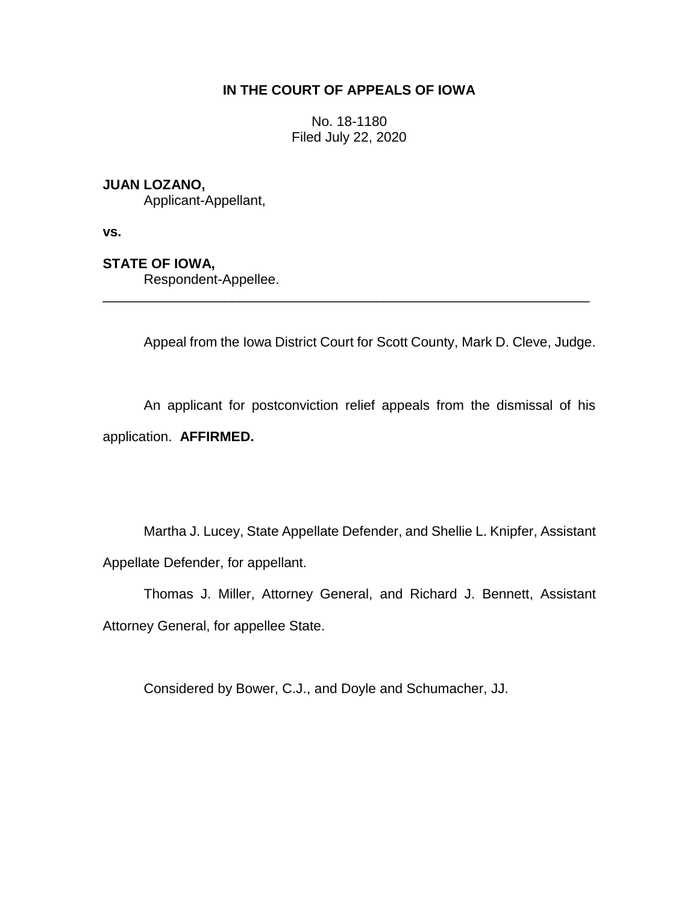# IN THE COURT OF APPEALS OF IOWA

No. 18-1180
Filed July 22, 2020

**JUAN LOZANO,**
Applicant-Appellant,

**vs.**

**STATE OF IOWA,**
Respondent-Appellee.

---

Appeal from the Iowa District Court for Scott County, Mark D. Cleve, Judge.

An applicant for postconviction relief appeals from the dismissal of his application. **AFFIRMED.**

Martha J. Lucey, State Appellate Defender, and Shellie L. Knipfer, Assistant Appellate Defender, for appellant.

Thomas J. Miller, Attorney General, and Richard J. Bennett, Assistant Attorney General, for appellee State.

Considered by Bower, C.J., and Doyle and Schumacher, JJ.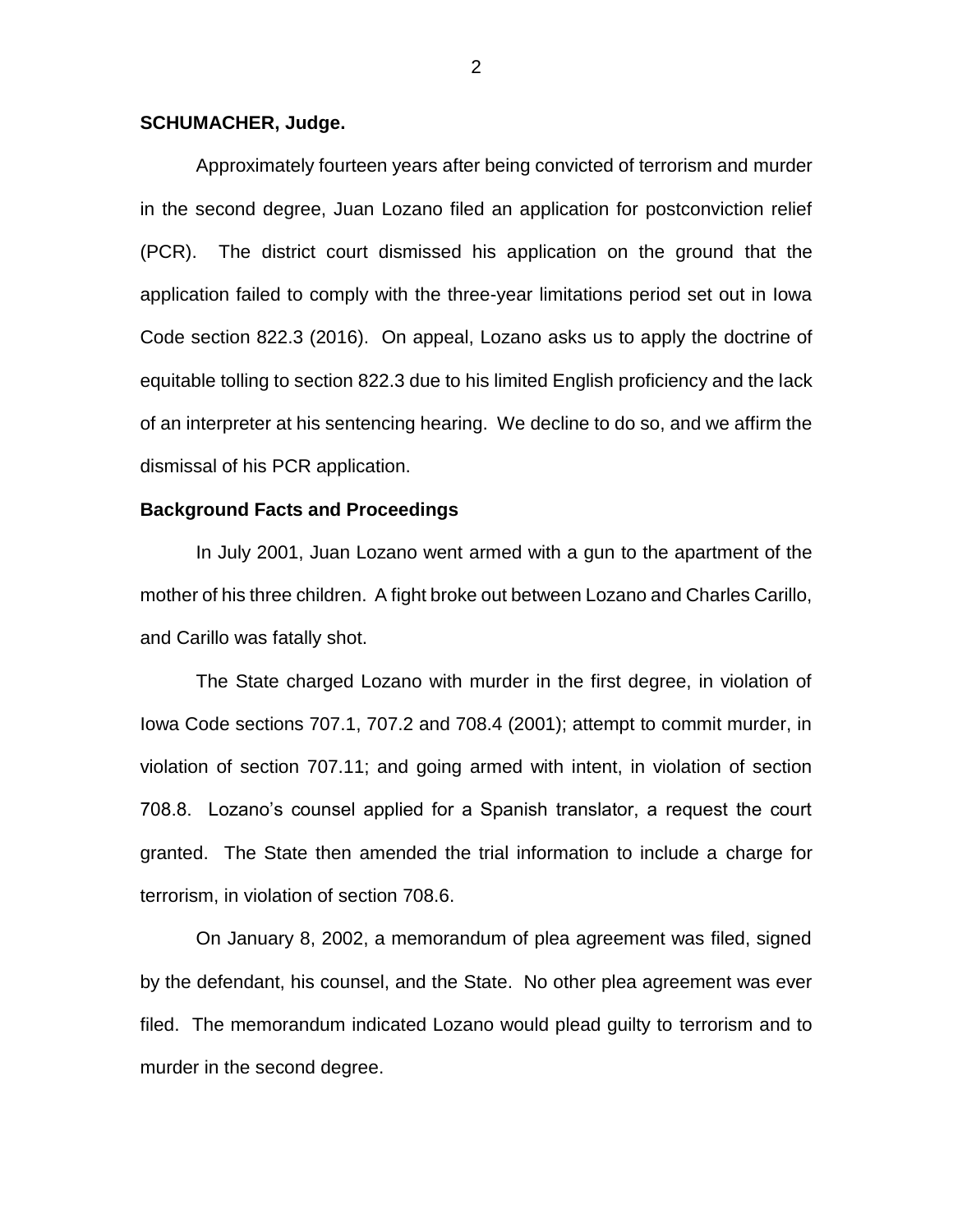**SCHUMACHER, Judge.**

Approximately fourteen years after being convicted of terrorism and murder in the second degree, Juan Lozano filed an application for postconviction relief (PCR). The district court dismissed his application on the ground that the application failed to comply with the three-year limitations period set out in Iowa Code section 822.3 (2016). On appeal, Lozano asks us to apply the doctrine of equitable tolling to section 822.3 due to his limited English proficiency and the lack of an interpreter at his sentencing hearing. We decline to do so, and we affirm the dismissal of his PCR application.

**Background Facts and Proceedings**

In July 2001, Juan Lozano went armed with a gun to the apartment of the mother of his three children. A fight broke out between Lozano and Charles Carillo, and Carillo was fatally shot.

The State charged Lozano with murder in the first degree, in violation of Iowa Code sections 707.1, 707.2 and 708.4 (2001); attempt to commit murder, in violation of section 707.11; and going armed with intent, in violation of section 708.8. Lozano's counsel applied for a Spanish translator, a request the court granted. The State then amended the trial information to include a charge for terrorism, in violation of section 708.6.

On January 8, 2002, a memorandum of plea agreement was filed, signed by the defendant, his counsel, and the State. No other plea agreement was ever filed. The memorandum indicated Lozano would plead guilty to terrorism and to murder in the second degree.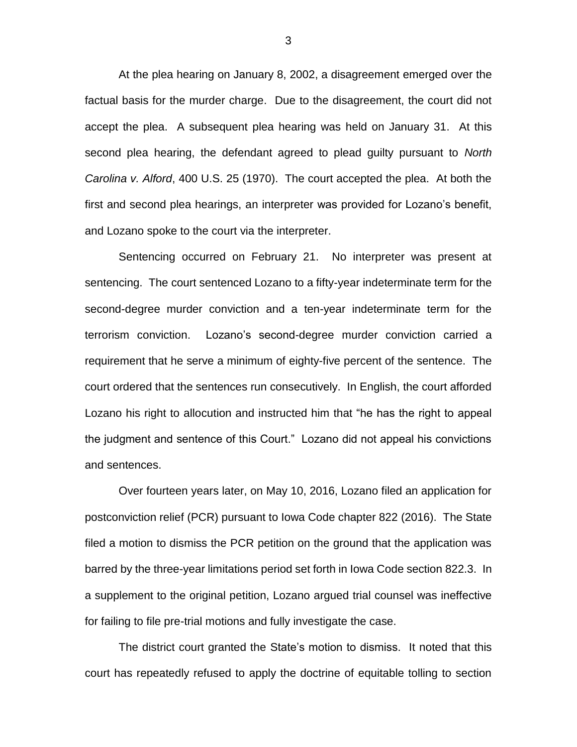At the plea hearing on January 8, 2002, a disagreement emerged over the factual basis for the murder charge. Due to the disagreement, the court did not accept the plea. A subsequent plea hearing was held on January 31. At this second plea hearing, the defendant agreed to plead guilty pursuant to *North Carolina v. Alford*, 400 U.S. 25 (1970). The court accepted the plea. At both the first and second plea hearings, an interpreter was provided for Lozano's benefit, and Lozano spoke to the court via the interpreter.

Sentencing occurred on February 21. No interpreter was present at sentencing. The court sentenced Lozano to a fifty-year indeterminate term for the second-degree murder conviction and a ten-year indeterminate term for the terrorism conviction. Lozano's second-degree murder conviction carried a requirement that he serve a minimum of eighty-five percent of the sentence. The court ordered that the sentences run consecutively. In English, the court afforded Lozano his right to allocution and instructed him that "he has the right to appeal the judgment and sentence of this Court." Lozano did not appeal his convictions and sentences.

Over fourteen years later, on May 10, 2016, Lozano filed an application for postconviction relief (PCR) pursuant to Iowa Code chapter 822 (2016). The State filed a motion to dismiss the PCR petition on the ground that the application was barred by the three-year limitations period set forth in Iowa Code section 822.3. In a supplement to the original petition, Lozano argued trial counsel was ineffective for failing to file pre-trial motions and fully investigate the case.

The district court granted the State's motion to dismiss. It noted that this court has repeatedly refused to apply the doctrine of equitable tolling to section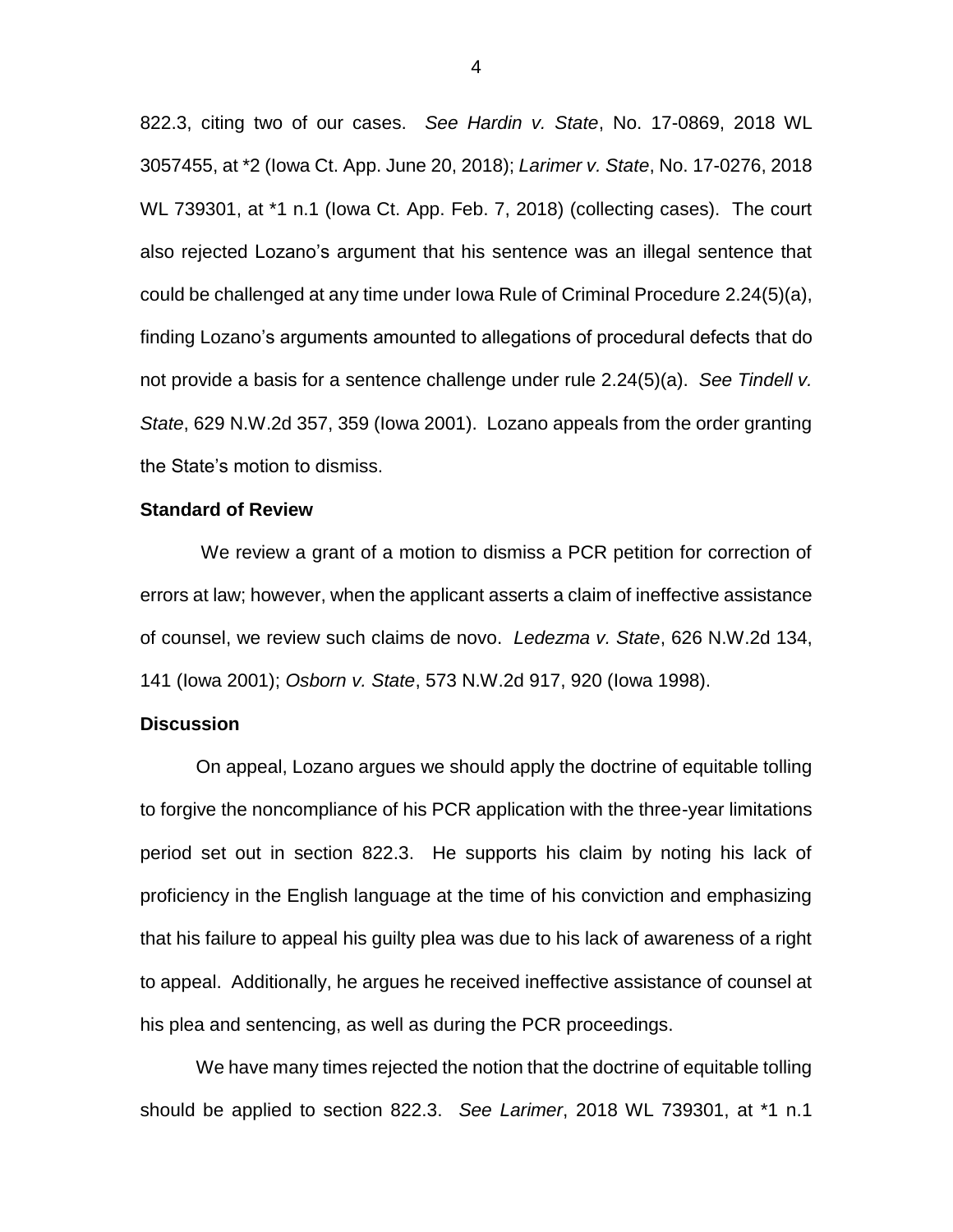822.3, citing two of our cases. *See Hardin v. State*, No. 17-0869, 2018 WL 3057455, at *2 (Iowa Ct. App. June 20, 2018); *Larimer v. State*, No. 17-0276, 2018 WL 739301, at *1 n.1 (Iowa Ct. App. Feb. 7, 2018) (collecting cases). The court also rejected Lozano's argument that his sentence was an illegal sentence that could be challenged at any time under Iowa Rule of Criminal Procedure 2.24(5)(a), finding Lozano's arguments amounted to allegations of procedural defects that do not provide a basis for a sentence challenge under rule 2.24(5)(a). *See Tindell v. State*, 629 N.W.2d 357, 359 (Iowa 2001). Lozano appeals from the order granting the State's motion to dismiss.

**Standard of Review**

We review a grant of a motion to dismiss a PCR petition for correction of errors at law; however, when the applicant asserts a claim of ineffective assistance of counsel, we review such claims de novo. *Ledezma v. State*, 626 N.W.2d 134, 141 (Iowa 2001); *Osborn v. State*, 573 N.W.2d 917, 920 (Iowa 1998).

**Discussion**

On appeal, Lozano argues we should apply the doctrine of equitable tolling to forgive the noncompliance of his PCR application with the three-year limitations period set out in section 822.3. He supports his claim by noting his lack of proficiency in the English language at the time of his conviction and emphasizing that his failure to appeal his guilty plea was due to his lack of awareness of a right to appeal. Additionally, he argues he received ineffective assistance of counsel at his plea and sentencing, as well as during the PCR proceedings.

We have many times rejected the notion that the doctrine of equitable tolling should be applied to section 822.3. *See Larimer*, 2018 WL 739301, at *1 n.1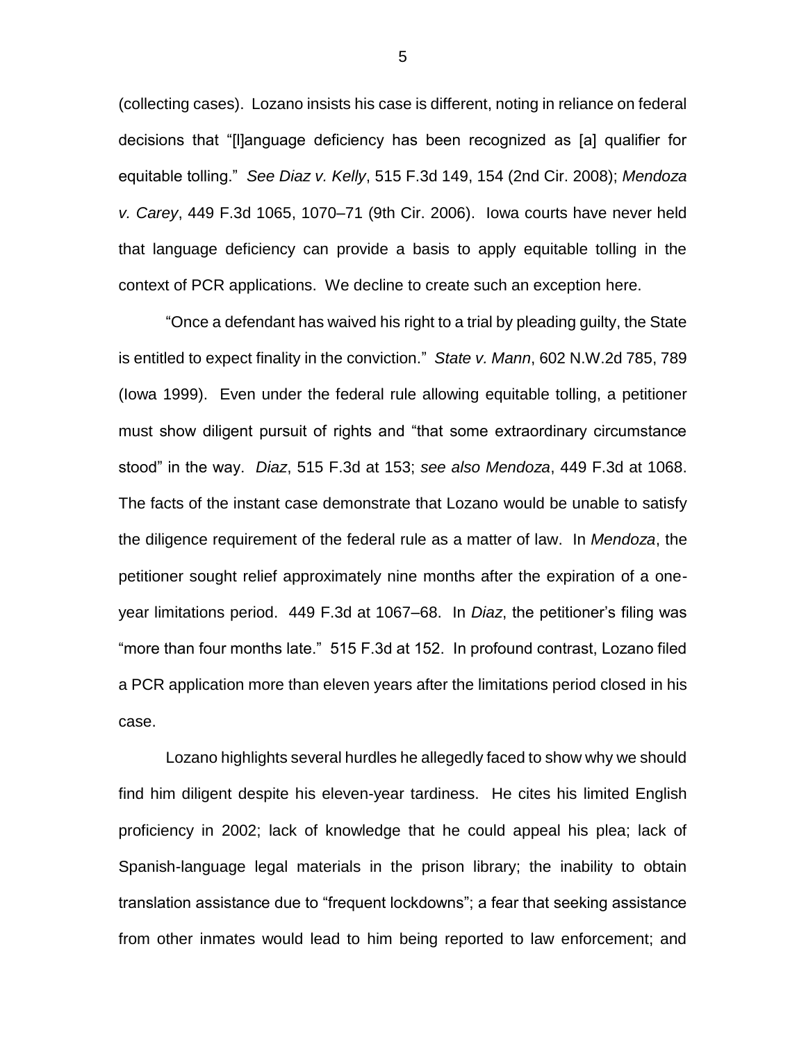(collecting cases). Lozano insists his case is different, noting in reliance on federal decisions that "[l]anguage deficiency has been recognized as [a] qualifier for equitable tolling." *See Diaz v. Kelly*, 515 F.3d 149, 154 (2nd Cir. 2008); *Mendoza v. Carey*, 449 F.3d 1065, 1070–71 (9th Cir. 2006). Iowa courts have never held that language deficiency can provide a basis to apply equitable tolling in the context of PCR applications. We decline to create such an exception here.

"Once a defendant has waived his right to a trial by pleading guilty, the State is entitled to expect finality in the conviction." *State v. Mann*, 602 N.W.2d 785, 789 (Iowa 1999). Even under the federal rule allowing equitable tolling, a petitioner must show diligent pursuit of rights and "that some extraordinary circumstance stood" in the way. *Diaz*, 515 F.3d at 153; *see also Mendoza*, 449 F.3d at 1068. The facts of the instant case demonstrate that Lozano would be unable to satisfy the diligence requirement of the federal rule as a matter of law. In *Mendoza*, the petitioner sought relief approximately nine months after the expiration of a one-year limitations period. 449 F.3d at 1067–68. In *Diaz*, the petitioner's filing was "more than four months late." 515 F.3d at 152. In profound contrast, Lozano filed a PCR application more than eleven years after the limitations period closed in his case.

Lozano highlights several hurdles he allegedly faced to show why we should find him diligent despite his eleven-year tardiness. He cites his limited English proficiency in 2002; lack of knowledge that he could appeal his plea; lack of Spanish-language legal materials in the prison library; the inability to obtain translation assistance due to "frequent lockdowns"; a fear that seeking assistance from other inmates would lead to him being reported to law enforcement; and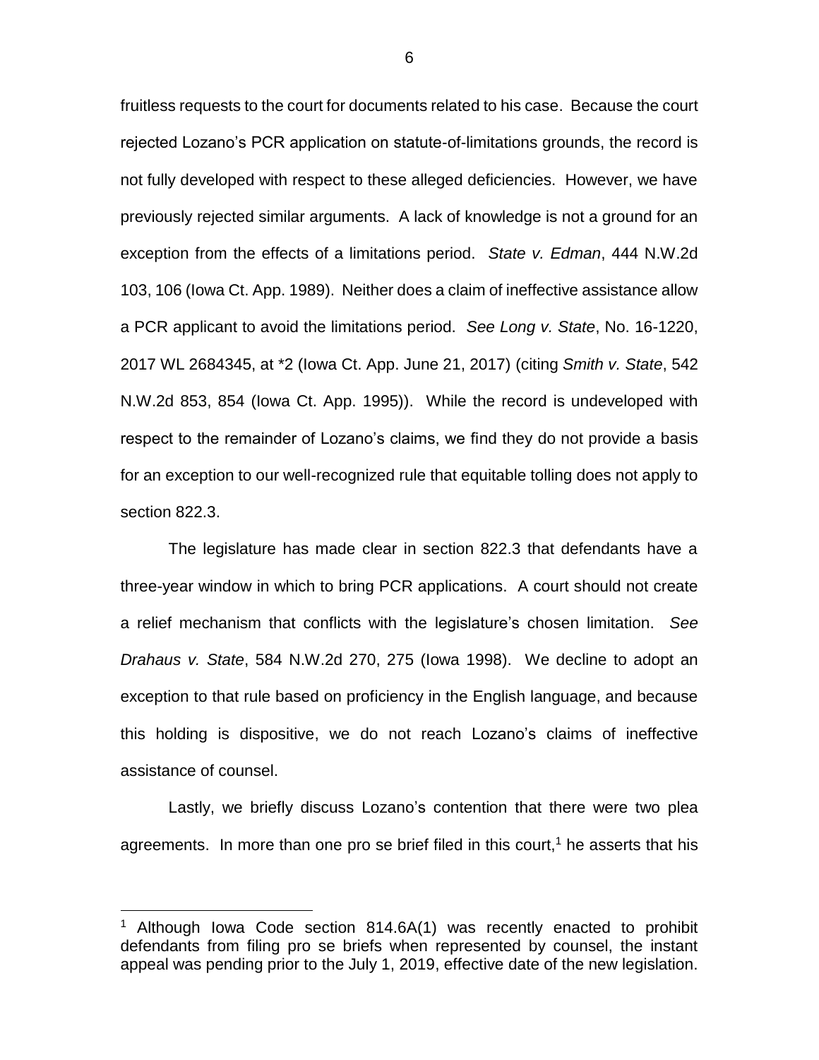fruitless requests to the court for documents related to his case. Because the court rejected Lozano's PCR application on statute-of-limitations grounds, the record is not fully developed with respect to these alleged deficiencies. However, we have previously rejected similar arguments. A lack of knowledge is not a ground for an exception from the effects of a limitations period. *State v. Edman*, 444 N.W.2d 103, 106 (Iowa Ct. App. 1989). Neither does a claim of ineffective assistance allow a PCR applicant to avoid the limitations period. *See Long v. State*, No. 16-1220, 2017 WL 2684345, at *2 (Iowa Ct. App. June 21, 2017) (citing *Smith v. State*, 542 N.W.2d 853, 854 (Iowa Ct. App. 1995)). While the record is undeveloped with respect to the remainder of Lozano's claims, we find they do not provide a basis for an exception to our well-recognized rule that equitable tolling does not apply to section 822.3.

The legislature has made clear in section 822.3 that defendants have a three-year window in which to bring PCR applications. A court should not create a relief mechanism that conflicts with the legislature's chosen limitation. *See Drahaus v. State*, 584 N.W.2d 270, 275 (Iowa 1998). We decline to adopt an exception to that rule based on proficiency in the English language, and because this holding is dispositive, we do not reach Lozano's claims of ineffective assistance of counsel.

Lastly, we briefly discuss Lozano's contention that there were two plea agreements. In more than one pro se brief filed in this court,[1] he asserts that his

[1] Although Iowa Code section 814.6A(1) was recently enacted to prohibit defendants from filing pro se briefs when represented by counsel, the instant appeal was pending prior to the July 1, 2019, effective date of the new legislation.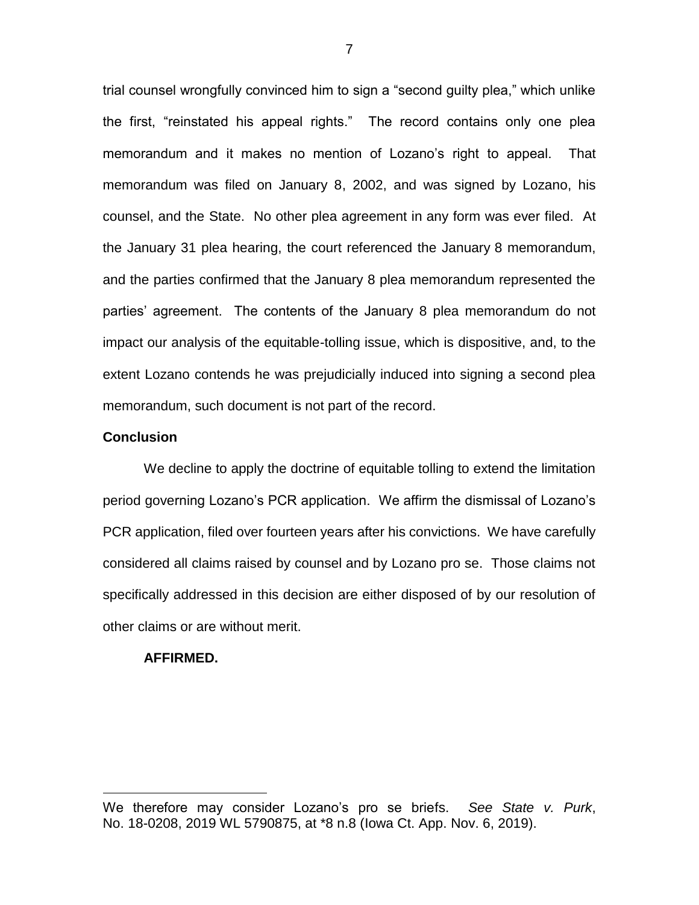trial counsel wrongfully convinced him to sign a "second guilty plea," which unlike the first, "reinstated his appeal rights." The record contains only one plea memorandum and it makes no mention of Lozano's right to appeal. That memorandum was filed on January 8, 2002, and was signed by Lozano, his counsel, and the State. No other plea agreement in any form was ever filed. At the January 31 plea hearing, the court referenced the January 8 memorandum, and the parties confirmed that the January 8 plea memorandum represented the parties' agreement. The contents of the January 8 plea memorandum do not impact our analysis of the equitable-tolling issue, which is dispositive, and, to the extent Lozano contends he was prejudicially induced into signing a second plea memorandum, such document is not part of the record.

**Conclusion**

We decline to apply the doctrine of equitable tolling to extend the limitation period governing Lozano's PCR application. We affirm the dismissal of Lozano's PCR application, filed over fourteen years after his convictions. We have carefully considered all claims raised by counsel and by Lozano pro se. Those claims not specifically addressed in this decision are either disposed of by our resolution of other claims or are without merit.

**AFFIRMED.**

---

We therefore may consider Lozano's pro se briefs. *See State v. Purk*, No. 18-0208, 2019 WL 5790875, at *8 n.8 (Iowa Ct. App. Nov. 6, 2019).